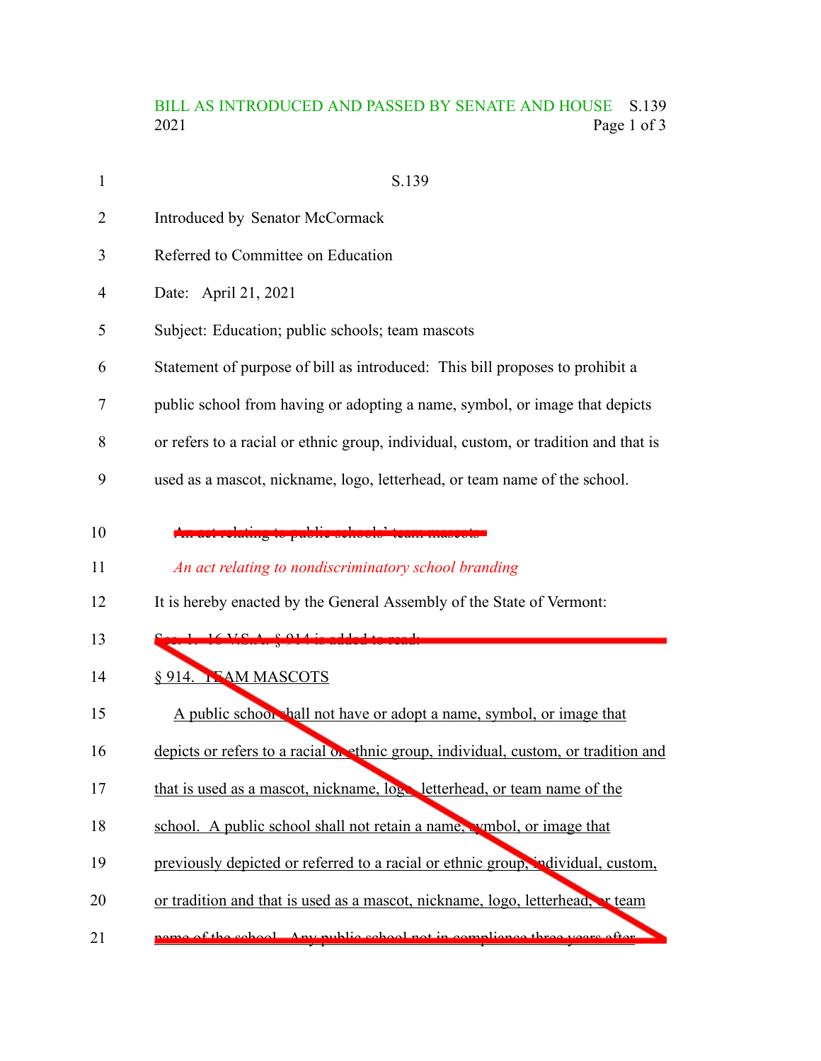S.139

Introduced by Senator McCormack

Referred to Committee on Education

Date: April 21, 2021

Subject: Education; public schools; team mascots

Statement of purpose of bill as introduced: This bill proposes to prohibit a public school from having or adopting a name, symbol, or image that depicts or refers to a racial or ethnic group, individual, custom, or tradition and that is used as a mascot, nickname, logo, letterhead, or team name of the school.

~~An act relating to public schools' team mascots~~

*An act relating to nondiscriminatory school branding*

It is hereby enacted by the General Assembly of the State of Vermont:

~~Sec. 1. 16 V.S.A. § 914 is added to read:~~

~~§ 914. TEAM MASCOTS~~

~~A public school shall not have or adopt a name, symbol, or image that depicts or refers to a racial or ethnic group, individual, custom, or tradition and that is used as a mascot, nickname, logo, letterhead, or team name of the school. A public school shall not retain a name, symbol, or image that previously depicted or referred to a racial or ethnic group, individual, custom, or tradition and that is used as a mascot, nickname, logo, letterhead, or team name of the school. Any public school not in compliance three years after~~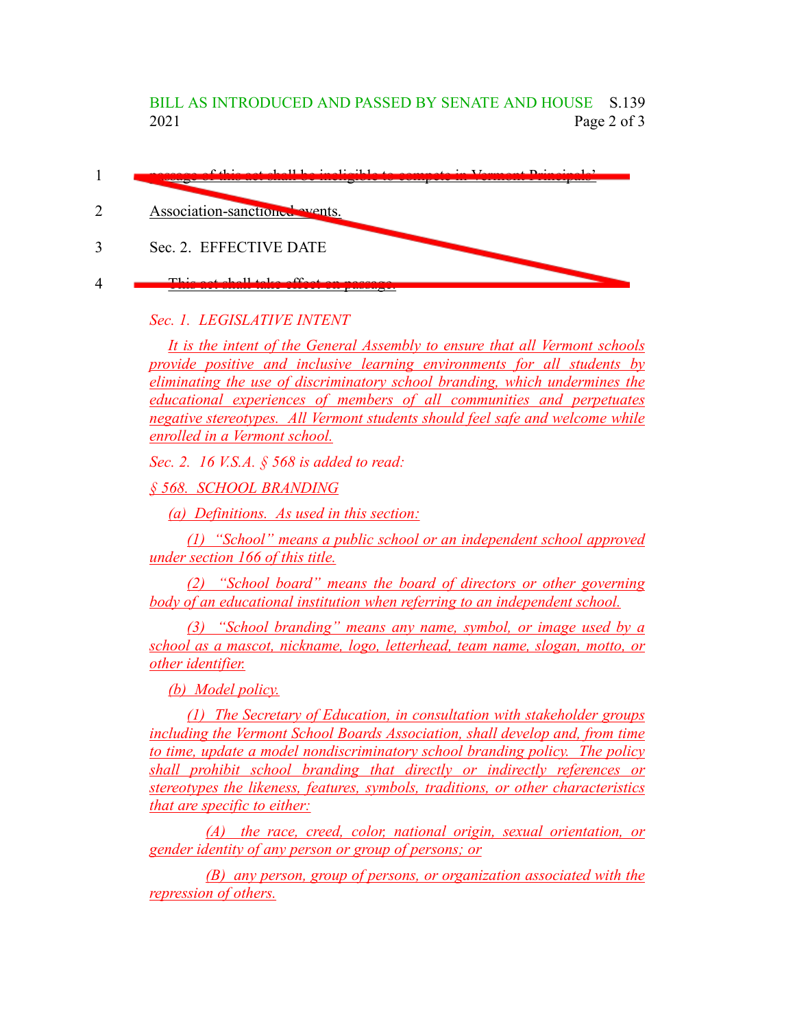1 passage of this act shall be ineligible to compete in Vermont Principals'

2 Association-sanctioned events.

3 Sec. 2. EFFECTIVE DATE

4 This act shall take effect on passage.

*Sec. 1. LEGISLATIVE INTENT*

*It is the intent of the General Assembly to ensure that all Vermont schools provide positive and inclusive learning environments for all students by eliminating the use of discriminatory school branding, which undermines the educational experiences of members of all communities and perpetuates negative stereotypes. All Vermont students should feel safe and welcome while enrolled in a Vermont school.*

*Sec. 2. 16 V.S.A. § 568 is added to read:*

*§ 568. SCHOOL BRANDING*

*(a) Definitions. As used in this section:*

*(1) "School" means a public school or an independent school approved under section 166 of this title.*

*(2) "School board" means the board of directors or other governing body of an educational institution when referring to an independent school.*

*(3) "School branding" means any name, symbol, or image used by a school as a mascot, nickname, logo, letterhead, team name, slogan, motto, or other identifier.*

*(b) Model policy.*

*(1) The Secretary of Education, in consultation with stakeholder groups including the Vermont School Boards Association, shall develop and, from time to time, update a model nondiscriminatory school branding policy. The policy shall prohibit school branding that directly or indirectly references or stereotypes the likeness, features, symbols, traditions, or other characteristics that are specific to either:*

*(A) the race, creed, color, national origin, sexual orientation, or gender identity of any person or group of persons; or*

*(B) any person, group of persons, or organization associated with the repression of others.*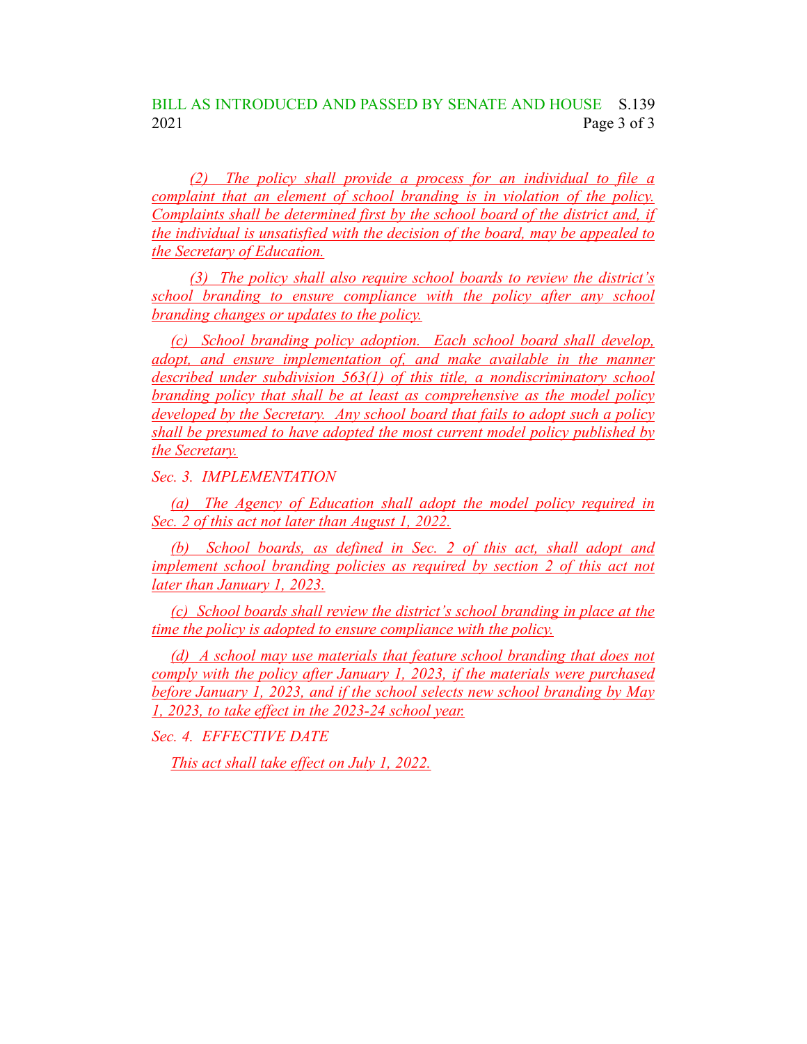(2) The policy shall provide a process for an individual to file a complaint that an element of school branding is in violation of the policy. Complaints shall be determined first by the school board of the district and, if the individual is unsatisfied with the decision of the board, may be appealed to the Secretary of Education.

(3) The policy shall also require school boards to review the district's school branding to ensure compliance with the policy after any school branding changes or updates to the policy.

(c) School branding policy adoption. Each school board shall develop, adopt, and ensure implementation of, and make available in the manner described under subdivision 563(1) of this title, a nondiscriminatory school branding policy that shall be at least as comprehensive as the model policy developed by the Secretary. Any school board that fails to adopt such a policy shall be presumed to have adopted the most current model policy published by the Secretary.

*Sec. 3. IMPLEMENTATION*

(a) The Agency of Education shall adopt the model policy required in Sec. 2 of this act not later than August 1, 2022.

(b) School boards, as defined in Sec. 2 of this act, shall adopt and implement school branding policies as required by section 2 of this act not later than January 1, 2023.

(c) School boards shall review the district's school branding in place at the time the policy is adopted to ensure compliance with the policy.

(d) A school may use materials that feature school branding that does not comply with the policy after January 1, 2023, if the materials were purchased before January 1, 2023, and if the school selects new school branding by May 1, 2023, to take effect in the 2023-24 school year.

*Sec. 4. EFFECTIVE DATE*

This act shall take effect on July 1, 2022.